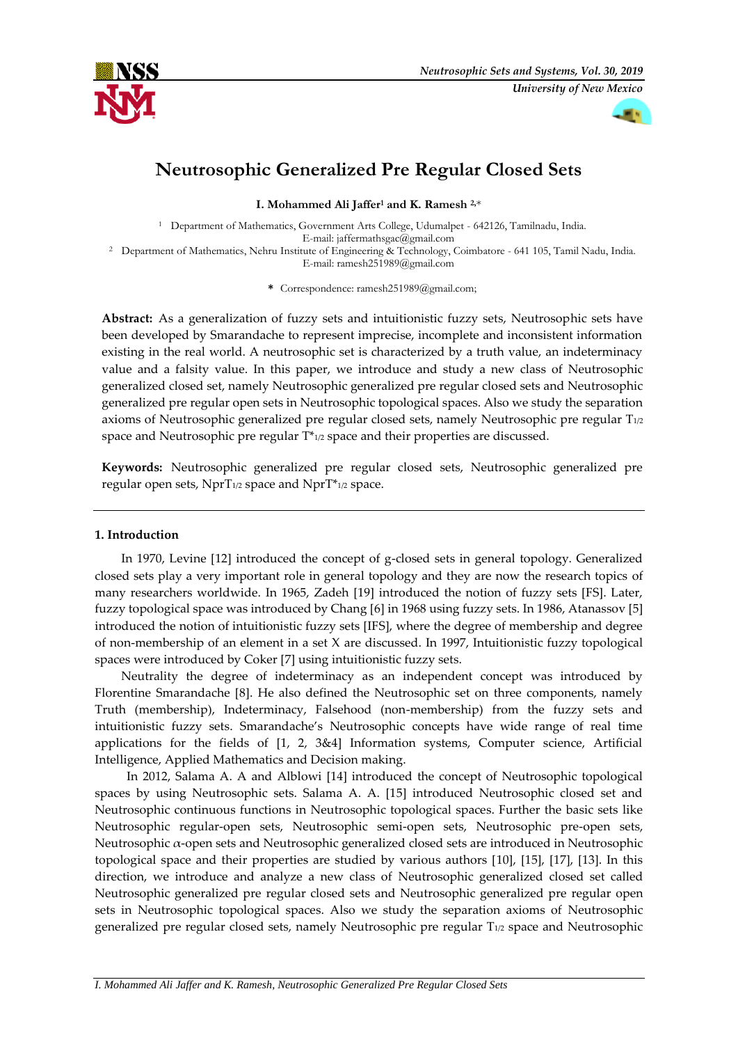# Neutrosophic Generalized Pre Regular Closed Sets

**I. Mohammed Ali Jaffer[1] and K. Ramesh [2,]***

[1] Department of Mathematics, Government Arts College, Udumalpet - 642126, Tamilnadu, India.
E-mail: jaffermathsgac@gmail.com

[2] Department of Mathematics, Nehru Institute of Engineering & Technology, Coimbatore - 641 105, Tamil Nadu, India.
E-mail: ramesh251989@gmail.com

\* Correspondence: ramesh251989@gmail.com;

**Abstract:** As a generalization of fuzzy sets and intuitionistic fuzzy sets, Neutrosophic sets have been developed by Smarandache to represent imprecise, incomplete and inconsistent information existing in the real world. A neutrosophic set is characterized by a truth value, an indeterminacy value and a falsity value. In this paper, we introduce and study a new class of Neutrosophic generalized closed set, namely Neutrosophic generalized pre regular closed sets and Neutrosophic generalized pre regular open sets in Neutrosophic topological spaces. Also we study the separation axioms of Neutrosophic generalized pre regular closed sets, namely Neutrosophic pre regular $T_{1/2}$ space and Neutrosophic pre regular $T^*_{1/2}$ space and their properties are discussed.

**Keywords:** Neutrosophic generalized pre regular closed sets, Neutrosophic generalized pre regular open sets, $NprT_{1/2}$ space and $NprT^*_{1/2}$ space.

## 1. Introduction

In 1970, Levine [12] introduced the concept of g-closed sets in general topology. Generalized closed sets play a very important role in general topology and they are now the research topics of many researchers worldwide. In 1965, Zadeh [19] introduced the notion of fuzzy sets [FS]. Later, fuzzy topological space was introduced by Chang [6] in 1968 using fuzzy sets. In 1986, Atanassov [5] introduced the notion of intuitionistic fuzzy sets [IFS], where the degree of membership and degree of non-membership of an element in a set X are discussed. In 1997, Intuitionistic fuzzy topological spaces were introduced by Coker [7] using intuitionistic fuzzy sets.

Neutrality the degree of indeterminacy as an independent concept was introduced by Florentine Smarandache [8]. He also defined the Neutrosophic set on three components, namely Truth (membership), Indeterminacy, Falsehood (non-membership) from the fuzzy sets and intuitionistic fuzzy sets. Smarandache's Neutrosophic concepts have wide range of real time applications for the fields of [1, 2, 3&4] Information systems, Computer science, Artificial Intelligence, Applied Mathematics and Decision making.

In 2012, Salama A. A and Alblowi [14] introduced the concept of Neutrosophic topological spaces by using Neutrosophic sets. Salama A. A. [15] introduced Neutrosophic closed set and Neutrosophic continuous functions in Neutrosophic topological spaces. Further the basic sets like Neutrosophic regular-open sets, Neutrosophic semi-open sets, Neutrosophic pre-open sets, Neutrosophic $\alpha$-open sets and Neutrosophic generalized closed sets are introduced in Neutrosophic topological space and their properties are studied by various authors [10], [15], [17], [13]. In this direction, we introduce and analyze a new class of Neutrosophic generalized closed set called Neutrosophic generalized pre regular closed sets and Neutrosophic generalized pre regular open sets in Neutrosophic topological spaces. Also we study the separation axioms of Neutrosophic generalized pre regular closed sets, namely Neutrosophic pre regular $T_{1/2}$ space and Neutrosophic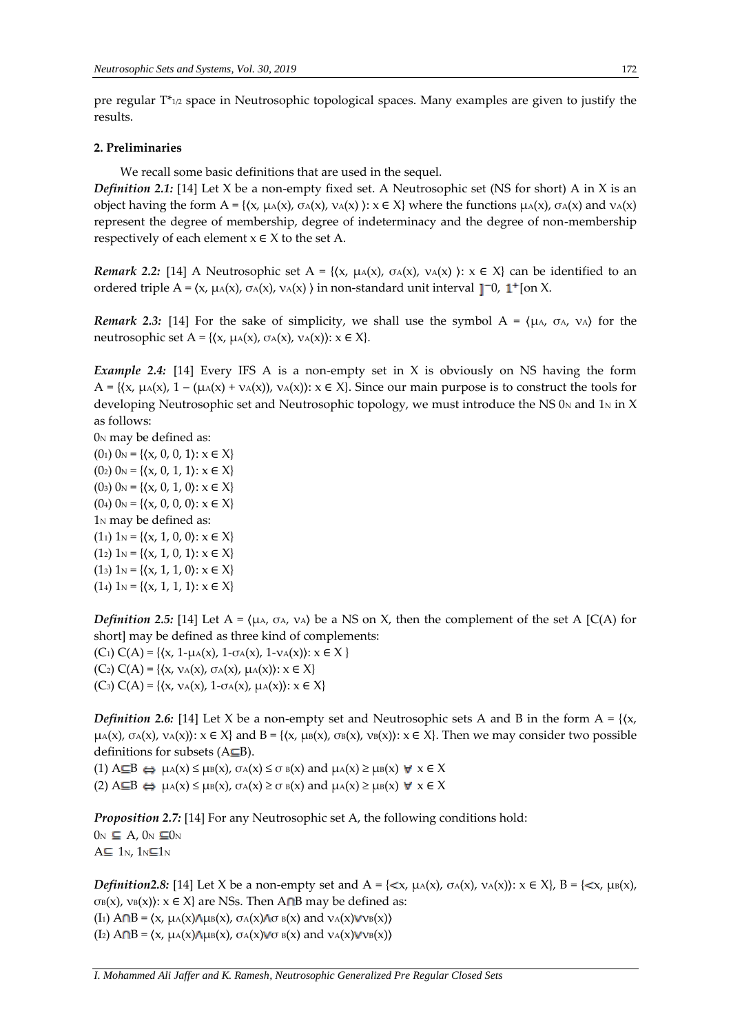pre regular $T^*_{1/2}$ space in Neutrosophic topological spaces. Many examples are given to justify the results.

## 2. Preliminaries

We recall some basic definitions that are used in the sequel.

***Definition 2.1:*** [14] Let X be a non-empty fixed set. A Neutrosophic set (NS for short) A in X is an object having the form $A = \{\langle x, \mu_A(x), \sigma_A(x), \nu_A(x) \rangle: x \in X\}$ where the functions $\mu_A(x)$, $\sigma_A(x)$ and $\nu_A(x)$ represent the degree of membership, degree of indeterminacy and the degree of non-membership respectively of each element $x \in X$ to the set A.

***Remark 2.2:*** [14] A Neutrosophic set $A = \{\langle x, \mu_A(x), \sigma_A(x), \nu_A(x) \rangle: x \in X\}$ can be identified to an ordered triple $A = \langle x, \mu_A(x), \sigma_A(x), \nu_A(x) \rangle$ in non-standard unit interval $]^{-}0, 1^{+}[$ on X.

***Remark 2.3:*** [14] For the sake of simplicity, we shall use the symbol $A = \langle \mu_A, \sigma_A, \nu_A \rangle$ for the neutrosophic set $A = \{\langle x, \mu_A(x), \sigma_A(x), \nu_A(x)\rangle: x \in X\}$.

***Example 2.4:*** [14] Every IFS A is a non-empty set in X is obviously on NS having the form $A = \{\langle x, \mu_A(x), 1 - (\mu_A(x) + \nu_A(x)), \nu_A(x)\rangle: x \in X\}$. Since our main purpose is to construct the tools for developing Neutrosophic set and Neutrosophic topology, we must introduce the NS $0_N$ and $1_N$ in X as follows:

$0_N$ may be defined as:

$(0_1)$ $0_N = \{\langle x, 0, 0, 1\rangle: x \in X\}$

$(0_2)$ $0_N = \{\langle x, 0, 1, 1\rangle: x \in X\}$

$(0_3)$ $0_N = \{\langle x, 0, 1, 0\rangle: x \in X\}$

$(0_4)$ $0_N = \{\langle x, 0, 0, 0\rangle: x \in X\}$

$1_N$ may be defined as:

$(1_1)$ $1_N = \{\langle x, 1, 0, 0\rangle: x \in X\}$

$(1_2)$ $1_N = \{\langle x, 1, 0, 1\rangle: x \in X\}$

$(1_3)$ $1_N = \{\langle x, 1, 1, 0\rangle: x \in X\}$

$(1_4)$ $1_N = \{\langle x, 1, 1, 1\rangle: x \in X\}$

***Definition 2.5:*** [14] Let $A = \langle \mu_A, \sigma_A, \nu_A\rangle$ be a NS on X, then the complement of the set A [C(A) for short] may be defined as three kind of complements:

$(C_1)$ $C(A) = \{\langle x, 1-\mu_A(x), 1-\sigma_A(x), 1-\nu_A(x)\rangle: x \in X \}$

$(C_2)$ $C(A) = \{\langle x, \nu_A(x), \sigma_A(x), \mu_A(x)\rangle: x \in X\}$

$(C_3)$ $C(A) = \{\langle x, \nu_A(x), 1-\sigma_A(x), \mu_A(x)\rangle: x \in X\}$

***Definition 2.6:*** [14] Let X be a non-empty set and Neutrosophic sets A and B in the form $A = \{\langle x, \mu_A(x), \sigma_A(x), \nu_A(x)\rangle: x \in X\}$ and $B = \{\langle x, \mu_B(x), \sigma_B(x), \nu_B(x)\rangle: x \in X\}$. Then we may consider two possible definitions for subsets ($A \subseteq B$).

(1) $A \subseteq B \Leftrightarrow \mu_A(x) \leq \mu_B(x), \sigma_A(x) \leq \sigma_B(x)$ and $\mu_A(x) \geq \mu_B(x)$ $\forall$ $x \in X$

(2) $A \subseteq B \Leftrightarrow \mu_A(x) \leq \mu_B(x), \sigma_A(x) \geq \sigma_B(x)$ and $\mu_A(x) \geq \mu_B(x)$ $\forall$ $x \in X$

***Proposition 2.7:*** [14] For any Neutrosophic set A, the following conditions hold:

$0_N \subseteq A$, $0_N \subseteq 0_N$

$A \subseteq 1_N$, $1_N \subseteq 1_N$

***Definition2.8:*** [14] Let X be a non-empty set and $A = \{\langle x, \mu_A(x), \sigma_A(x), \nu_A(x)\rangle: x \in X\}$, $B = \{\langle x, \mu_B(x), \sigma_B(x), \nu_B(x)\rangle: x \in X\}$ are NSs. Then $A \cap B$ may be defined as:

$(I_1)$ $A \cap B = \langle x, \mu_A(x) \wedge \mu_B(x), \sigma_A(x) \wedge \sigma_B(x)$ and $\nu_A(x) \vee \nu_B(x)\rangle$

$(I_2)$ $A \cap B = \langle x, \mu_A(x) \wedge \mu_B(x), \sigma_A(x) \vee \sigma_B(x)$ and $\nu_A(x) \vee \nu_B(x)\rangle$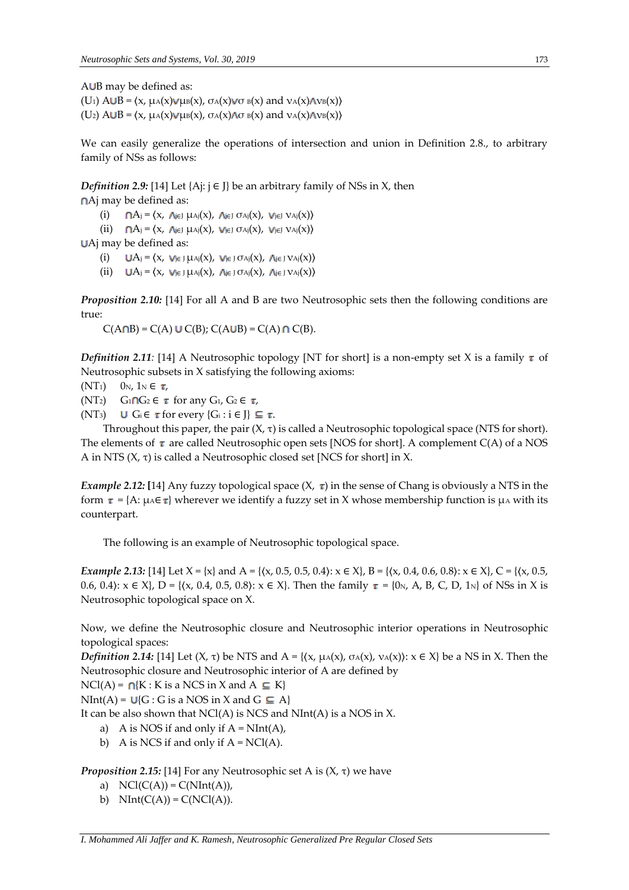A∪B may be defined as:

($U_1$) $A \cup B = \langle x, \mu_A(x) \vee \mu_B(x), \sigma_A(x) \vee \sigma_B(x) \text{ and } \nu_A(x) \wedge \nu_B(x) \rangle$

($U_2$) $A \cup B = \langle x, \mu_A(x) \vee \mu_B(x), \sigma_A(x) \wedge \sigma_B(x) \text{ and } \nu_A(x) \wedge \nu_B(x) \rangle$

We can easily generalize the operations of intersection and union in Definition 2.8., to arbitrary family of NSs as follows:

***Definition 2.9:*** [14] Let $\{A_j: j \in J\}$ be an arbitrary family of NSs in X, then

$\cap A_j$ may be defined as:

(i) $\cap A_j = \langle x, \wedge_{j\in J} \mu_{A_j}(x), \wedge_{j\in J} \sigma_{A_j}(x), \vee_{j\in J} \nu_{A_j}(x) \rangle$

(ii) $\cap A_j = \langle x, \wedge_{j\in J} \mu_{A_j}(x), \vee_{j\in J} \sigma_{A_j}(x), \vee_{j\in J} \nu_{A_j}(x) \rangle$

$\cup A_j$ may be defined as:

(i) $\cup A_j = \langle x, \vee_{j\in J} \mu_{A_j}(x), \vee_{j\in J} \sigma_{A_j}(x), \wedge_{j\in J} \nu_{A_j}(x) \rangle$

(ii) $\cup A_j = \langle x, \vee_{j\in J} \mu_{A_j}(x), \wedge_{j\in J} \sigma_{A_j}(x), \wedge_{j\in J} \nu_{A_j}(x) \rangle$

***Proposition 2.10:*** [14] For all A and B are two Neutrosophic sets then the following conditions are true:

$C(A \cap B) = C(A) \cup C(B)$; $C(A \cup B) = C(A) \cap C(B)$.

***Definition 2.11:*** [14] A Neutrosophic topology [NT for short] is a non-empty set X is a family $\tau$ of Neutrosophic subsets in X satisfying the following axioms:

($NT_1$) $0_N, 1_N \in \tau$,

($NT_2$) $G_1 \cap G_2 \in \tau$ for any $G_1, G_2 \in \tau$,

($NT_3$) $\cup G_i \in \tau$ for every $\{G_i : i \in J\} \subseteq \tau$.

Throughout this paper, the pair $(X, \tau)$ is called a Neutrosophic topological space (NTS for short). The elements of $\tau$ are called Neutrosophic open sets [NOS for short]. A complement C(A) of a NOS A in NTS $(X, \tau)$ is called a Neutrosophic closed set [NCS for short] in X.

***Example 2.12:*** [14] Any fuzzy topological space $(X, \tau)$ in the sense of Chang is obviously a NTS in the form $\tau = \{A: \mu_A \in \tau\}$ wherever we identify a fuzzy set in X whose membership function is $\mu_A$ with its counterpart.

The following is an example of Neutrosophic topological space.

***Example 2.13:*** [14] Let $X = \{x\}$ and $A = \{\langle x, 0.5, 0.5, 0.4\rangle: x \in X\}$, $B = \{\langle x, 0.4, 0.6, 0.8\rangle: x \in X\}$, $C = \{\langle x, 0.5, 0.6, 0.4\rangle: x \in X\}$, $D = \{\langle x, 0.4, 0.5, 0.8\rangle: x \in X\}$. Then the family $\tau = \{0_N, A, B, C, D, 1_N\}$ of NSs in X is Neutrosophic topological space on X.

Now, we define the Neutrosophic closure and Neutrosophic interior operations in Neutrosophic topological spaces:

***Definition 2.14:*** [14] Let $(X, \tau)$ be NTS and $A = \{\langle x, \mu_A(x), \sigma_A(x), \nu_A(x)\rangle: x \in X\}$ be a NS in X. Then the Neutrosophic closure and Neutrosophic interior of A are defined by

$NCl(A) = \cap\{K : K \text{ is a NCS in X and } A \subseteq K\}$

$NInt(A) = \cup\{G : G \text{ is a NOS in X and } G \subseteq A\}$

It can be also shown that NCl(A) is NCS and NInt(A) is a NOS in X.

a) A is NOS if and only if A = NInt(A),
b) A is NCS if and only if A = NCl(A).

***Proposition 2.15:*** [14] For any Neutrosophic set A is $(X, \tau)$ we have

a) $NCl(C(A)) = C(NInt(A))$,
b) $NInt(C(A)) = C(NCl(A))$.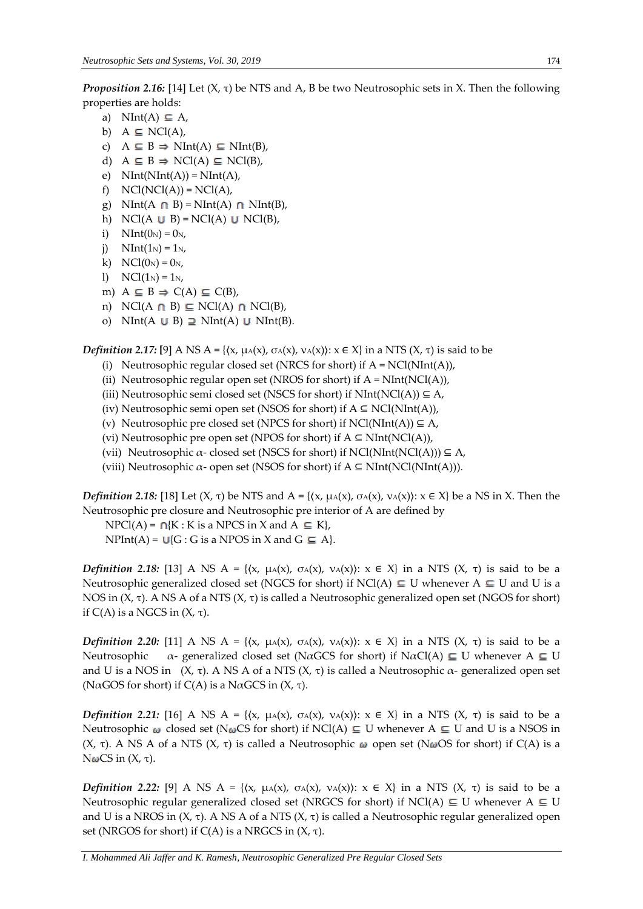***Proposition 2.16:*** [14] Let (X, τ) be NTS and A, B be two Neutrosophic sets in X. Then the following properties are holds:

a) NInt(A) ⊑ A,
b) A ⊑ NCl(A),
c) A ⊑ B ⇒ NInt(A) ⊑ NInt(B),
d) A ⊑ B ⇒ NCl(A) ⊑ NCl(B),
e) NInt(NInt(A)) = NInt(A),
f) NCl(NCl(A)) = NCl(A),
g) NInt(A ⊓ B) = NInt(A) ⊓ NInt(B),
h) NCl(A ⊔ B) = NCl(A) ⊔ NCl(B),
i) NInt($0_N$) = $0_N$,
j) NInt($1_N$) = $1_N$,
k) NCl($0_N$) = $0_N$,
l) NCl($1_N$) = $1_N$,
m) A ⊑ B ⇒ C(A) ⊑ C(B),
n) NCl(A ⊓ B) ⊑ NCl(A) ⊓ NCl(B),
o) NInt(A ⊔ B) ⊒ NInt(A) ⊔ NInt(B).

***Definition 2.17:*** [9] A NS A = {⟨x, $\mu_A(x)$, $\sigma_A(x)$, $\nu_A(x)$⟩: x ∈ X} in a NTS (X, τ) is said to be

(i) Neutrosophic regular closed set (NRCS for short) if A = NCl(NInt(A)),
(ii) Neutrosophic regular open set (NROS for short) if A = NInt(NCl(A)),
(iii) Neutrosophic semi closed set (NSCS for short) if NInt(NCl(A)) ⊆ A,
(iv) Neutrosophic semi open set (NSOS for short) if A ⊆ NCl(NInt(A)),
(v) Neutrosophic pre closed set (NPCS for short) if NCl(NInt(A)) ⊆ A,
(vi) Neutrosophic pre open set (NPOS for short) if A ⊆ NInt(NCl(A)),
(vii) Neutrosophic $\alpha$- closed set (NSCS for short) if NCl(NInt(NCl(A))) ⊆ A,
(viii) Neutrosophic $\alpha$- open set (NSOS for short) if A ⊆ NInt(NCl(NInt(A))).

***Definition 2.18:*** [18] Let (X, τ) be NTS and A = {⟨x, $\mu_A(x)$, $\sigma_A(x)$, $\nu_A(x)$⟩: x ∈ X} be a NS in X. Then the Neutrosophic pre closure and Neutrosophic pre interior of A are defined by

NPCl(A) = ⊓{K : K is a NPCS in X and A ⊑ K},
NPInt(A) = ⊔{G : G is a NPOS in X and G ⊑ A}.

***Definition 2.18:*** [13] A NS A = {⟨x, $\mu_A(x)$, $\sigma_A(x)$, $\nu_A(x)$⟩: x ∈ X} in a NTS (X, τ) is said to be a Neutrosophic generalized closed set (NGCS for short) if NCl(A) ⊑ U whenever A ⊑ U and U is a NOS in (X, τ). A NS A of a NTS (X, τ) is called a Neutrosophic generalized open set (NGOS for short) if C(A) is a NGCS in (X, τ).

***Definition 2.20:*** [11] A NS A = {⟨x, $\mu_A(x)$, $\sigma_A(x)$, $\nu_A(x)$⟩: x ∈ X} in a NTS (X, τ) is said to be a Neutrosophic $\alpha$- generalized closed set (N$\alpha$GCS for short) if N$\alpha$Cl(A) ⊑ U whenever A ⊑ U and U is a NOS in (X, τ). A NS A of a NTS (X, τ) is called a Neutrosophic $\alpha$- generalized open set (N$\alpha$GOS for short) if C(A) is a N$\alpha$GCS in (X, τ).

***Definition 2.21:*** [16] A NS A = {⟨x, $\mu_A(x)$, $\sigma_A(x)$, $\nu_A(x)$⟩: x ∈ X} in a NTS (X, τ) is said to be a Neutrosophic $\omega$ closed set (N$\omega$CS for short) if NCl(A) ⊑ U whenever A ⊑ U and U is a NSOS in (X, τ). A NS A of a NTS (X, τ) is called a Neutrosophic $\omega$ open set (N$\omega$OS for short) if C(A) is a N$\omega$CS in (X, τ).

***Definition 2.22:*** [9] A NS A = {⟨x, $\mu_A(x)$, $\sigma_A(x)$, $\nu_A(x)$⟩: x ∈ X} in a NTS (X, τ) is said to be a Neutrosophic regular generalized closed set (NRGCS for short) if NCl(A) ⊑ U whenever A ⊑ U and U is a NROS in (X, τ). A NS A of a NTS (X, τ) is called a Neutrosophic regular generalized open set (NRGOS for short) if C(A) is a NRGCS in (X, τ).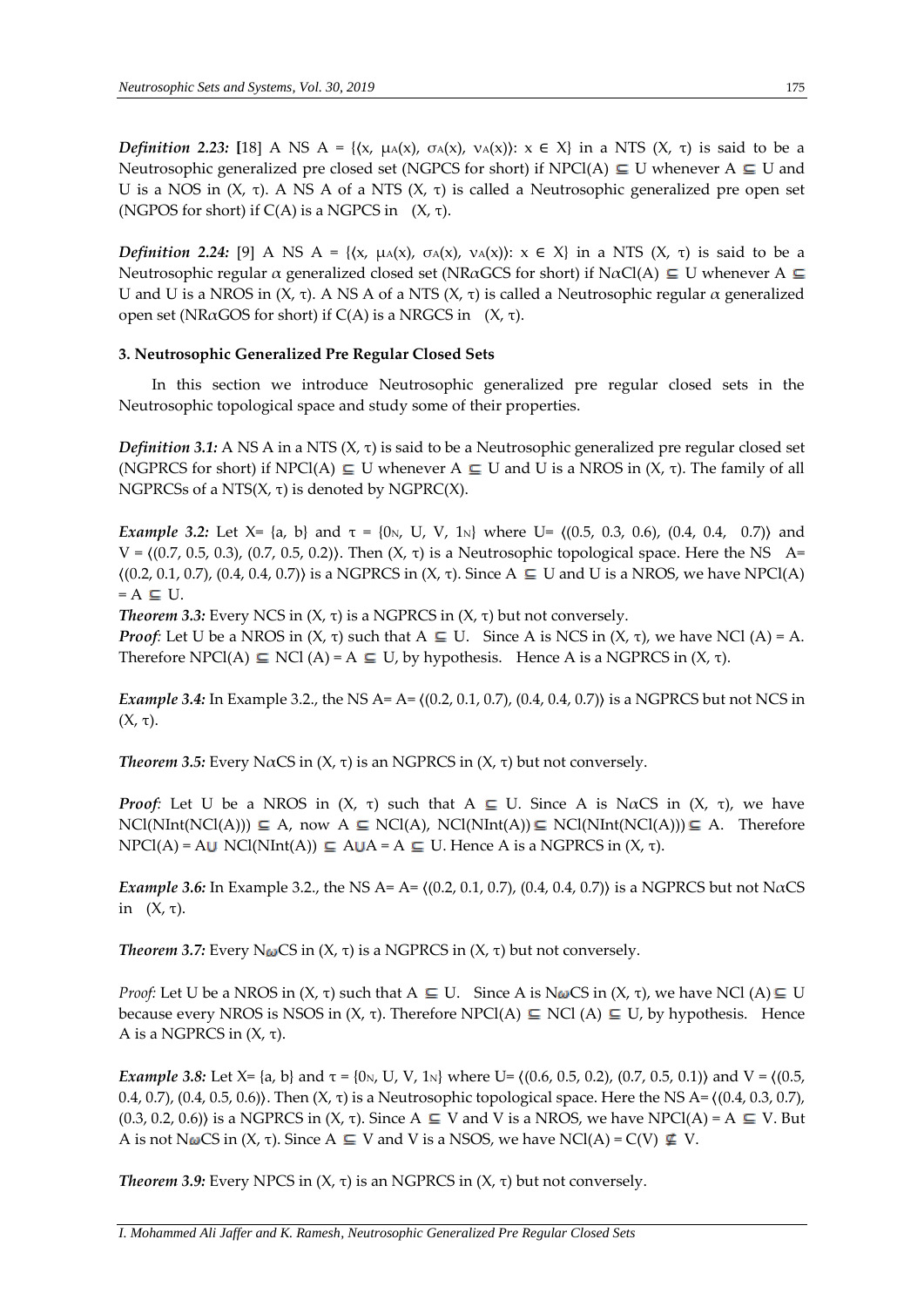***Definition 2.23:*** [18] A NS A = {⟨x, $\mu_A(x)$, $\sigma_A(x)$, $\nu_A(x)$⟩: x ∈ X} in a NTS (X, τ) is said to be a Neutrosophic generalized pre closed set (NGPCS for short) if NPCl(A) ⊑ U whenever A ⊑ U and U is a NOS in (X, τ). A NS A of a NTS (X, τ) is called a Neutrosophic generalized pre open set (NGPOS for short) if C(A) is a NGPCS in (X, τ).

***Definition 2.24:*** [9] A NS A = {⟨x, $\mu_A(x)$, $\sigma_A(x)$, $\nu_A(x)$⟩: x ∈ X} in a NTS (X, τ) is said to be a Neutrosophic regular $\alpha$ generalized closed set (NR$\alpha$GCS for short) if N$\alpha$Cl(A) ⊑ U whenever A ⊑ U and U is a NROS in (X, τ). A NS A of a NTS (X, τ) is called a Neutrosophic regular $\alpha$ generalized open set (NR$\alpha$GOS for short) if C(A) is a NRGCS in (X, τ).

**3. Neutrosophic Generalized Pre Regular Closed Sets**

In this section we introduce Neutrosophic generalized pre regular closed sets in the Neutrosophic topological space and study some of their properties.

***Definition 3.1:*** A NS A in a NTS (X, τ) is said to be a Neutrosophic generalized pre regular closed set (NGPRCS for short) if NPCl(A) ⊑ U whenever A ⊑ U and U is a NROS in (X, τ). The family of all NGPRCSs of a NTS(X, τ) is denoted by NGPRC(X).

***Example 3.2:*** Let X= {a, b} and τ = {$0_N$, U, V, $1_N$} where U= ⟨(0.5, 0.3, 0.6), (0.4, 0.4, 0.7)⟩ and V = ⟨(0.7, 0.5, 0.3), (0.7, 0.5, 0.2)⟩. Then (X, τ) is a Neutrosophic topological space. Here the NS A= ⟨(0.2, 0.1, 0.7), (0.4, 0.4, 0.7)⟩ is a NGPRCS in (X, τ). Since A ⊑ U and U is a NROS, we have NPCl(A) = A ⊑ U.

***Theorem 3.3:*** Every NCS in (X, τ) is a NGPRCS in (X, τ) but not conversely.

***Proof:*** Let U be a NROS in (X, τ) such that A ⊑ U. Since A is NCS in (X, τ), we have NCl (A) = A. Therefore NPCl(A) ⊑ NCl (A) = A ⊑ U, by hypothesis. Hence A is a NGPRCS in (X, τ).

***Example 3.4:*** In Example 3.2., the NS A= A= ⟨(0.2, 0.1, 0.7), (0.4, 0.4, 0.7)⟩ is a NGPRCS but not NCS in (X, τ).

***Theorem 3.5:*** Every N$\alpha$CS in (X, τ) is an NGPRCS in (X, τ) but not conversely.

***Proof:*** Let U be a NROS in (X, τ) such that A ⊑ U. Since A is N$\alpha$CS in (X, τ), we have NCl(NInt(NCl(A))) ⊑ A, now A ⊑ NCl(A), NCl(NInt(A)) ⊑ NCl(NInt(NCl(A))) ⊑ A. Therefore NPCl(A) = A⊔ NCl(NInt(A)) ⊑ A⊔A = A ⊑ U. Hence A is a NGPRCS in (X, τ).

***Example 3.6:*** In Example 3.2., the NS A= A= ⟨(0.2, 0.1, 0.7), (0.4, 0.4, 0.7)⟩ is a NGPRCS but not N$\alpha$CS in (X, τ).

***Theorem 3.7:*** Every N$\omega$CS in (X, τ) is a NGPRCS in (X, τ) but not conversely.

*Proof:* Let U be a NROS in (X, τ) such that A ⊑ U. Since A is N$\omega$CS in (X, τ), we have NCl (A) ⊑ U because every NROS is NSOS in (X, τ). Therefore NPCl(A) ⊑ NCl (A) ⊑ U, by hypothesis. Hence A is a NGPRCS in (X, τ).

***Example 3.8:*** Let X= {a, b} and τ = {$0_N$, U, V, $1_N$} where U= ⟨(0.6, 0.5, 0.2), (0.7, 0.5, 0.1)⟩ and V = ⟨(0.5, 0.4, 0.7), (0.4, 0.5, 0.6)⟩. Then (X, τ) is a Neutrosophic topological space. Here the NS A= ⟨(0.4, 0.3, 0.7), (0.3, 0.2, 0.6)⟩ is a NGPRCS in (X, τ). Since A ⊑ V and V is a NROS, we have NPCl(A) = A ⊑ V. But A is not N$\omega$CS in (X, τ). Since A ⊑ V and V is a NSOS, we have NCl(A) = C(V) ⋢ V.

***Theorem 3.9:*** Every NPCS in (X, τ) is an NGPRCS in (X, τ) but not conversely.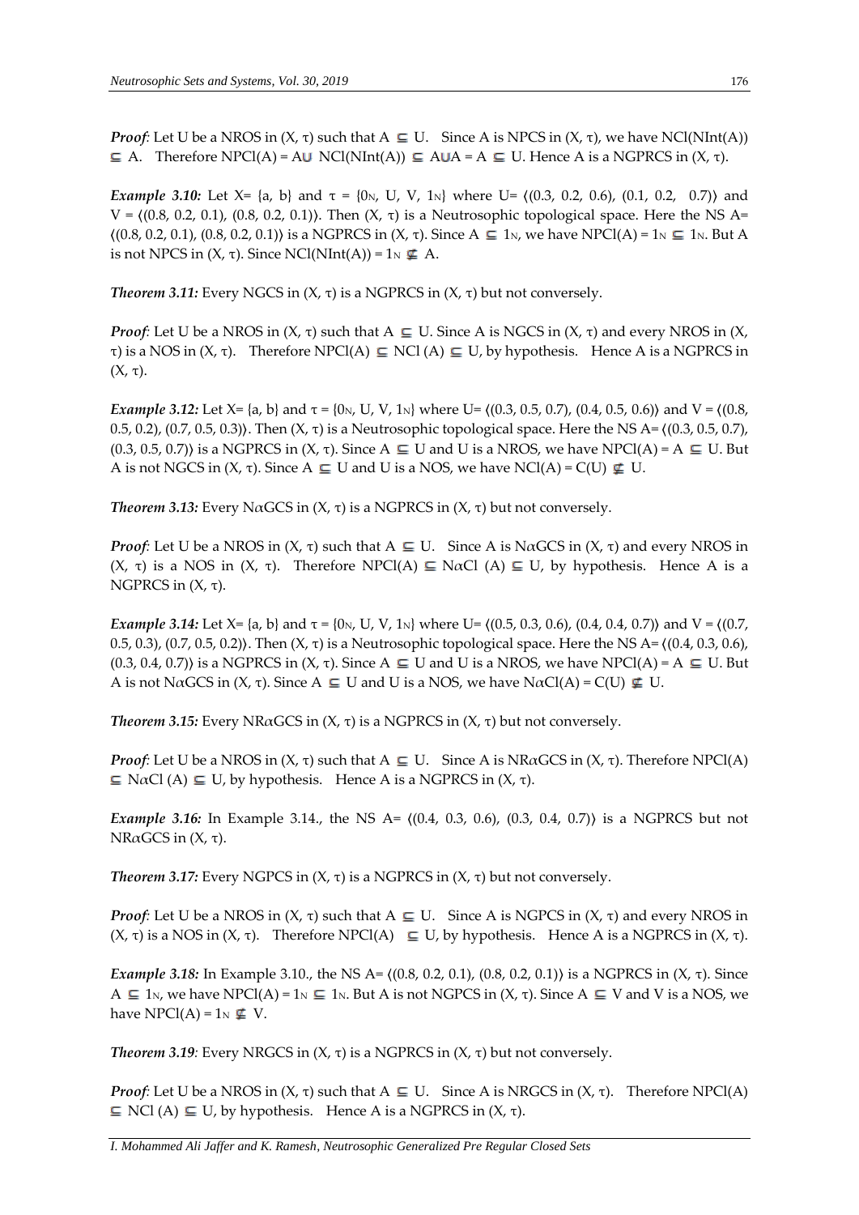***Proof***: Let U be a NROS in $(X, \tau)$ such that $A \subseteq U$. Since A is NPCS in $(X, \tau)$, we have $NCl(NInt(A)) \subseteq A$. Therefore $NPCl(A) = A \cup NCl(NInt(A)) \subseteq A \cup A = A \subseteq U$. Hence A is a NGPRCS in $(X, \tau)$.

***Example 3.10:*** Let $X = \{a, b\}$ and $\tau = \{0_N, U, V, 1_N\}$ where $U = \langle(0.3, 0.2, 0.6), (0.1, 0.2, 0.7)\rangle$ and $V = \langle(0.8, 0.2, 0.1), (0.8, 0.2, 0.1)\rangle$. Then $(X, \tau)$ is a Neutrosophic topological space. Here the NS $A = \langle(0.8, 0.2, 0.1), (0.8, 0.2, 0.1)\rangle$ is a NGPRCS in $(X, \tau)$. Since $A \subseteq 1_N$, we have $NPCl(A) = 1_N \subseteq 1_N$. But A is not NPCS in $(X, \tau)$. Since $NCl(NInt(A)) = 1_N \nsubseteq A$.

***Theorem 3.11:*** Every NGCS in $(X, \tau)$ is a NGPRCS in $(X, \tau)$ but not conversely.

***Proof***: Let U be a NROS in $(X, \tau)$ such that $A \subseteq U$. Since A is NGCS in $(X, \tau)$ and every NROS in $(X, \tau)$ is a NOS in $(X, \tau)$. Therefore $NPCl(A) \subseteq NCl(A) \subseteq U$, by hypothesis. Hence A is a NGPRCS in $(X, \tau)$.

***Example 3.12:*** Let $X = \{a, b\}$ and $\tau = \{0_N, U, V, 1_N\}$ where $U = \langle(0.3, 0.5, 0.7), (0.4, 0.5, 0.6)\rangle$ and $V = \langle(0.8, 0.5, 0.2), (0.7, 0.5, 0.3)\rangle$. Then $(X, \tau)$ is a Neutrosophic topological space. Here the NS $A = \langle(0.3, 0.5, 0.7), (0.3, 0.5, 0.7)\rangle$ is a NGPRCS in $(X, \tau)$. Since $A \subseteq U$ and U is a NROS, we have $NPCl(A) = A \subseteq U$. But A is not NGCS in $(X, \tau)$. Since $A \subseteq U$ and U is a NOS, we have $NCl(A) = C(U) \nsubseteq U$.

***Theorem 3.13:*** Every N$\alpha$GCS in $(X, \tau)$ is a NGPRCS in $(X, \tau)$ but not conversely.

***Proof***: Let U be a NROS in $(X, \tau)$ such that $A \subseteq U$. Since A is N$\alpha$GCS in $(X, \tau)$ and every NROS in $(X, \tau)$ is a NOS in $(X, \tau)$. Therefore $NPCl(A) \subseteq N\alpha Cl(A) \subseteq U$, by hypothesis. Hence A is a NGPRCS in $(X, \tau)$.

***Example 3.14:*** Let $X = \{a, b\}$ and $\tau = \{0_N, U, V, 1_N\}$ where $U = \langle(0.5, 0.3, 0.6), (0.4, 0.4, 0.7)\rangle$ and $V = \langle(0.7, 0.5, 0.3), (0.7, 0.5, 0.2)\rangle$. Then $(X, \tau)$ is a Neutrosophic topological space. Here the NS $A = \langle(0.4, 0.3, 0.6), (0.3, 0.4, 0.7)\rangle$ is a NGPRCS in $(X, \tau)$. Since $A \subseteq U$ and U is a NROS, we have $NPCl(A) = A \subseteq U$. But A is not N$\alpha$GCS in $(X, \tau)$. Since $A \subseteq U$ and U is a NOS, we have $N\alpha Cl(A) = C(U) \nsubseteq U$.

***Theorem 3.15:*** Every NR$\alpha$GCS in $(X, \tau)$ is a NGPRCS in $(X, \tau)$ but not conversely.

***Proof***: Let U be a NROS in $(X, \tau)$ such that $A \subseteq U$. Since A is NR$\alpha$GCS in $(X, \tau)$. Therefore $NPCl(A) \subseteq N\alpha Cl(A) \subseteq U$, by hypothesis. Hence A is a NGPRCS in $(X, \tau)$.

***Example 3.16:*** In Example 3.14., the NS $A = \langle(0.4, 0.3, 0.6), (0.3, 0.4, 0.7)\rangle$ is a NGPRCS but not NR$\alpha$GCS in $(X, \tau)$.

***Theorem 3.17:*** Every NGPCS in $(X, \tau)$ is a NGPRCS in $(X, \tau)$ but not conversely.

***Proof***: Let U be a NROS in $(X, \tau)$ such that $A \subseteq U$. Since A is NGPCS in $(X, \tau)$ and every NROS in $(X, \tau)$ is a NOS in $(X, \tau)$. Therefore $NPCl(A) \subseteq U$, by hypothesis. Hence A is a NGPRCS in $(X, \tau)$.

***Example 3.18:*** In Example 3.10., the NS $A = \langle(0.8, 0.2, 0.1), (0.8, 0.2, 0.1)\rangle$ is a NGPRCS in $(X, \tau)$. Since $A \subseteq 1_N$, we have $NPCl(A) = 1_N \subseteq 1_N$. But A is not NGPCS in $(X, \tau)$. Since $A \subseteq V$ and V is a NOS, we have $NPCl(A) = 1_N \nsubseteq V$.

***Theorem 3.19***: Every NRGCS in $(X, \tau)$ is a NGPRCS in $(X, \tau)$ but not conversely.

***Proof***: Let U be a NROS in $(X, \tau)$ such that $A \subseteq U$. Since A is NRGCS in $(X, \tau)$. Therefore $NPCl(A) \subseteq NCl(A) \subseteq U$, by hypothesis. Hence A is a NGPRCS in $(X, \tau)$.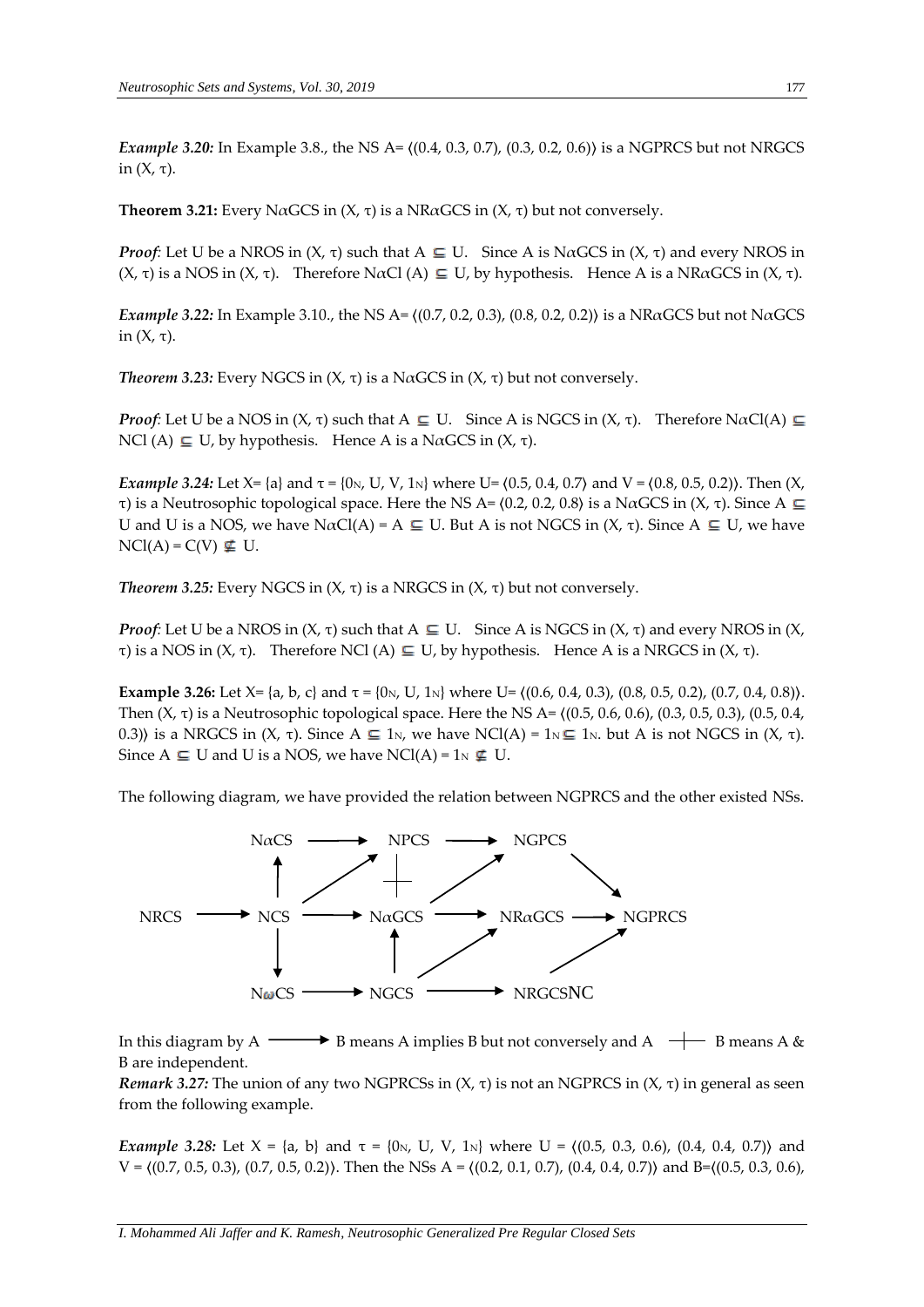*Example 3.20:* In Example 3.8., the NS A= ⟨(0.4, 0.3, 0.7), (0.3, 0.2, 0.6)⟩ is a NGPRCS but not NRGCS in (X, τ).

**Theorem 3.21:** Every NαGCS in (X, τ) is a NRαGCS in (X, τ) but not conversely.

*Proof:* Let U be a NROS in (X, τ) such that A ⊆ U. Since A is NαGCS in (X, τ) and every NROS in (X, τ) is a NOS in (X, τ). Therefore NαCl (A) ⊆ U, by hypothesis. Hence A is a NRαGCS in (X, τ).

*Example 3.22:* In Example 3.10., the NS A= ⟨(0.7, 0.2, 0.3), (0.8, 0.2, 0.2)⟩ is a NRαGCS but not NαGCS in (X, τ).

*Theorem 3.23:* Every NGCS in (X, τ) is a NαGCS in (X, τ) but not conversely.

*Proof:* Let U be a NOS in (X, τ) such that A ⊆ U. Since A is NGCS in (X, τ). Therefore NαCl(A) ⊆ NCl (A) ⊆ U, by hypothesis. Hence A is a NαGCS in (X, τ).

*Example 3.24:* Let X= {a} and τ = {$0_N$, U, V, $1_N$} where U= ⟨0.5, 0.4, 0.7⟩ and V = ⟨0.8, 0.5, 0.2)⟩. Then (X, τ) is a Neutrosophic topological space. Here the NS A= ⟨0.2, 0.2, 0.8⟩ is a NαGCS in (X, τ). Since A ⊆ U and U is a NOS, we have NαCl(A) = A ⊆ U. But A is not NGCS in (X, τ). Since A ⊆ U, we have NCl(A) = C(V) ⊈ U.

*Theorem 3.25:* Every NGCS in (X, τ) is a NRGCS in (X, τ) but not conversely.

*Proof:* Let U be a NROS in (X, τ) such that A ⊆ U. Since A is NGCS in (X, τ) and every NROS in (X, τ) is a NOS in (X, τ). Therefore NCl (A) ⊆ U, by hypothesis. Hence A is a NRGCS in (X, τ).

**Example 3.26:** Let X= {a, b, c} and τ = {$0_N$, U, $1_N$} where U= ⟨(0.6, 0.4, 0.3), (0.8, 0.5, 0.2), (0.7, 0.4, 0.8)⟩. Then (X, τ) is a Neutrosophic topological space. Here the NS A= ⟨(0.5, 0.6, 0.6), (0.3, 0.5, 0.3), (0.5, 0.4, 0.3)⟩ is a NRGCS in (X, τ). Since A ⊆ $1_N$, we have NCl(A) = $1_N$ ⊆ $1_N$. but A is not NGCS in (X, τ). Since A ⊆ U and U is a NOS, we have NCl(A) = $1_N$ ⊈ U.

The following diagram, we have provided the relation between NGPRCS and the other existed NSs.

```
NαCS ──────► NPCS ──────► NGPCS
  ▲         ↗   ┼      ↗        ↘
NRCS ──► NCS ──► NαGCS ──► NRαGCS ──► NGPRCS
  │             ▲       ↗            ↗
  ▼             │     ↗            ↗
NωCS ──────► NGCS ──────► NRGCS
```

In this diagram by A ⟶ B means A implies B but not conversely and A ┼ B means A & B are independent.

*Remark 3.27:* The union of any two NGPRCSs in (X, τ) is not an NGPRCS in (X, τ) in general as seen from the following example.

*Example 3.28:* Let X = {a, b} and τ = {$0_N$, U, V, $1_N$} where U = ⟨(0.5, 0.3, 0.6), (0.4, 0.4, 0.7)⟩ and V = ⟨(0.7, 0.5, 0.3), (0.7, 0.5, 0.2)⟩. Then the NSs A = ⟨(0.2, 0.1, 0.7), (0.4, 0.4, 0.7)⟩ and B=⟨(0.5, 0.3, 0.6),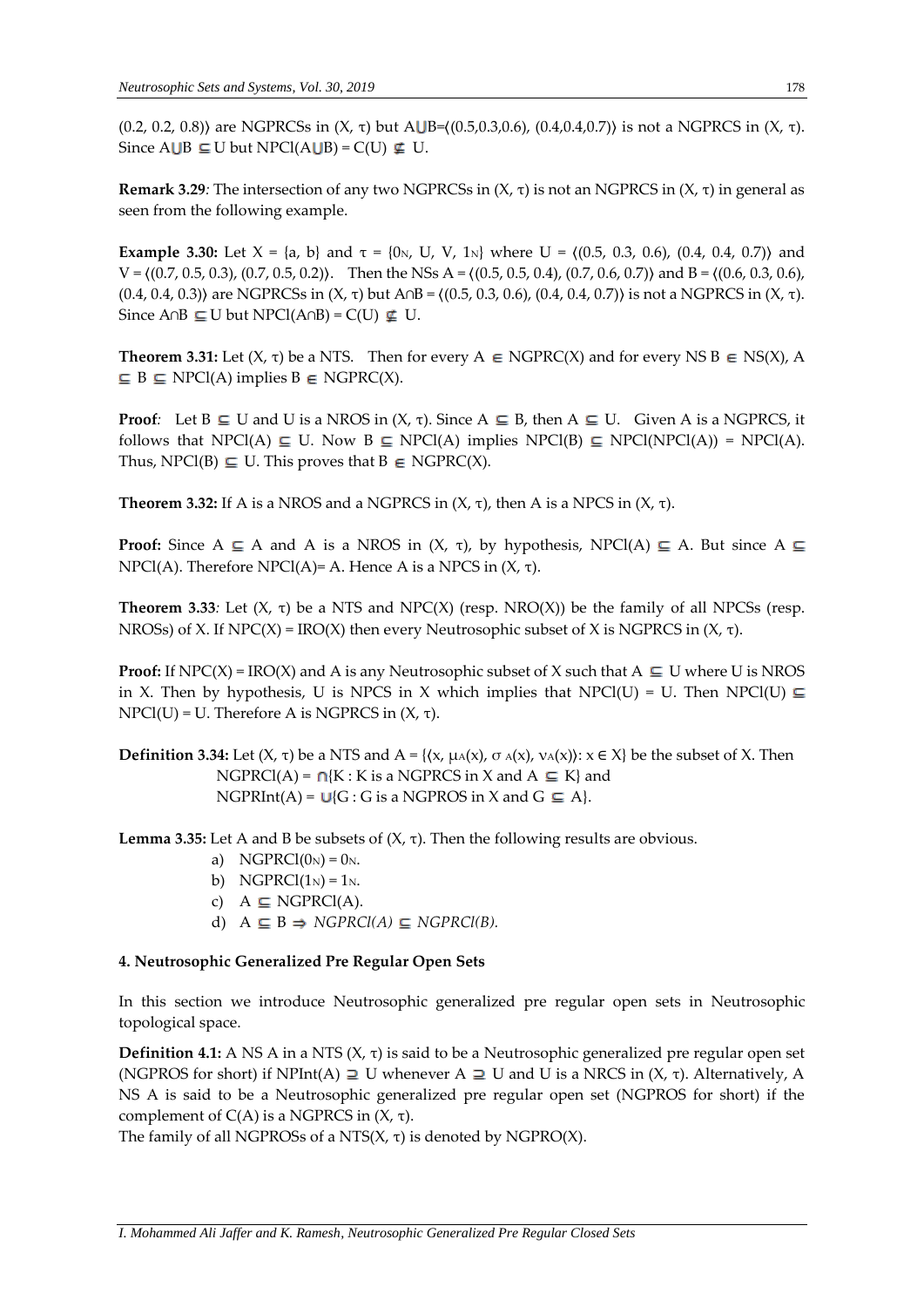(0.2, 0.2, 0.8)⟩ are NGPRCSs in (X, τ) but A⋃B=⟨(0.5,0.3,0.6), (0.4,0.4,0.7)⟩ is not a NGPRCS in (X, τ). Since A⋃B ⊆ U but NPCl(A⋃B) = C(U) ⊈ U.

**Remark 3.29**: The intersection of any two NGPRCSs in (X, τ) is not an NGPRCS in (X, τ) in general as seen from the following example.

**Example 3.30:** Let X = {a, b} and τ = {$0_N$, U, V, $1_N$} where U = ⟨(0.5, 0.3, 0.6), (0.4, 0.4, 0.7)⟩ and V = ⟨(0.7, 0.5, 0.3), (0.7, 0.5, 0.2)⟩. Then the NSs A = ⟨(0.5, 0.5, 0.4), (0.7, 0.6, 0.7)⟩ and B = ⟨(0.6, 0.3, 0.6), (0.4, 0.4, 0.3)⟩ are NGPRCSs in (X, τ) but A∩B = ⟨(0.5, 0.3, 0.6), (0.4, 0.4, 0.7)⟩ is not a NGPRCS in (X, τ). Since A∩B ⊆ U but NPCl(A∩B) = C(U) ⊈ U.

**Theorem 3.31:** Let (X, τ) be a NTS. Then for every A ∈ NGPRC(X) and for every NS B ∈ NS(X), A ⊆ B ⊆ NPCl(A) implies B ∈ NGPRC(X).

**Proof**: Let B ⊆ U and U is a NROS in (X, τ). Since A ⊆ B, then A ⊆ U. Given A is a NGPRCS, it follows that NPCl(A) ⊆ U. Now B ⊆ NPCl(A) implies NPCl(B) ⊆ NPCl(NPCl(A)) = NPCl(A). Thus, NPCl(B) ⊆ U. This proves that B ∈ NGPRC(X).

**Theorem 3.32:** If A is a NROS and a NGPRCS in (X, τ), then A is a NPCS in (X, τ).

**Proof:** Since A ⊆ A and A is a NROS in (X, τ), by hypothesis, NPCl(A) ⊆ A. But since A ⊆ NPCl(A). Therefore NPCl(A)= A. Hence A is a NPCS in (X, τ).

**Theorem 3.33**: Let (X, τ) be a NTS and NPC(X) (resp. NRO(X)) be the family of all NPCSs (resp. NROSs) of X. If NPC(X) = IRO(X) then every Neutrosophic subset of X is NGPRCS in (X, τ).

**Proof:** If NPC(X) = IRO(X) and A is any Neutrosophic subset of X such that A ⊆ U where U is NROS in X. Then by hypothesis, U is NPCS in X which implies that NPCl(U) = U. Then NPCl(U) ⊆ NPCl(U) = U. Therefore A is NGPRCS in (X, τ).

**Definition 3.34:** Let (X, τ) be a NTS and A = {⟨x, $\mu_A(x)$, $\sigma_A(x)$, $\nu_A(x)$⟩: x ∈ X} be the subset of X. Then
NGPRCl(A) = ∩{K : K is a NGPRCS in X and A ⊆ K} and
NGPRInt(A) = ∪{G : G is a NGPROS in X and G ⊆ A}.

**Lemma 3.35:** Let A and B be subsets of (X, τ). Then the following results are obvious.

a) NGPRCl($0_N$) = $0_N$.
b) NGPRCl($1_N$) = $1_N$.
c) A ⊆ NGPRCl(A).
d) A ⊆ B ⇒ *NGPRCl(A)* ⊆ *NGPRCl(B).*

## 4. Neutrosophic Generalized Pre Regular Open Sets

In this section we introduce Neutrosophic generalized pre regular open sets in Neutrosophic topological space.

**Definition 4.1:** A NS A in a NTS (X, τ) is said to be a Neutrosophic generalized pre regular open set (NGPROS for short) if NPInt(A) ⊇ U whenever A ⊇ U and U is a NRCS in (X, τ). Alternatively, A NS A is said to be a Neutrosophic generalized pre regular open set (NGPROS for short) if the complement of C(A) is a NGPRCS in (X, τ).

The family of all NGPROSs of a NTS(X, τ) is denoted by NGPRO(X).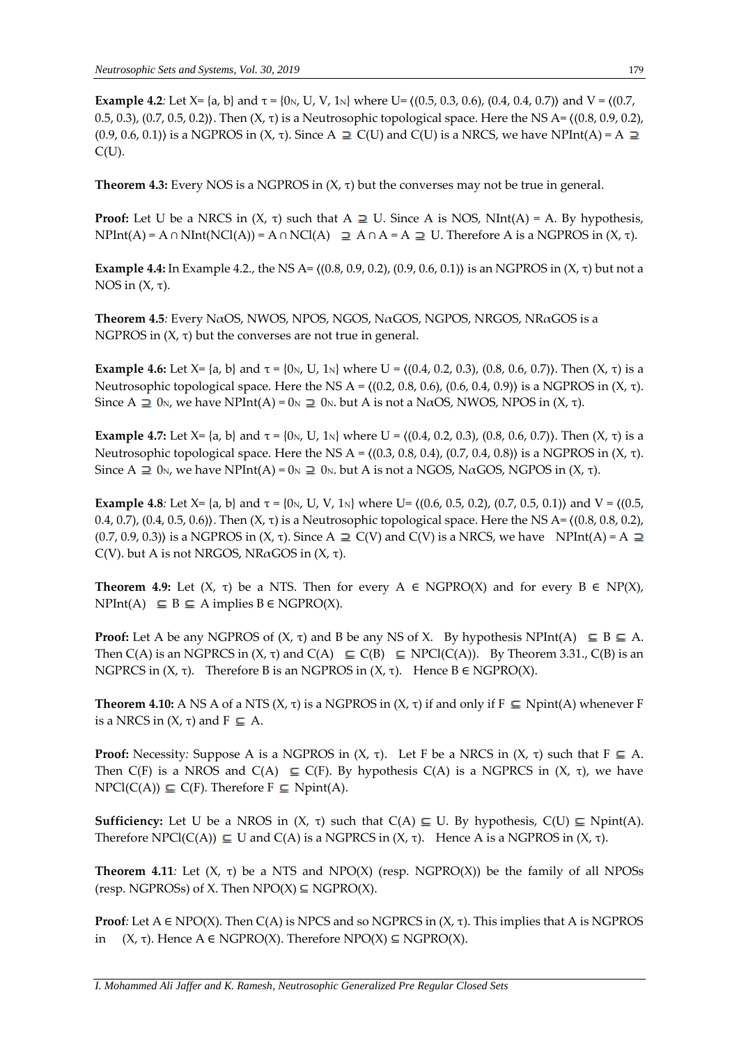**Example 4.2***:* Let X= {a, b} and $\tau$ = {$0_N$, U, V, $1_N$} where U= ⟨(0.5, 0.3, 0.6), (0.4, 0.4, 0.7)⟩ and V = ⟨(0.7, 0.5, 0.3), (0.7, 0.5, 0.2)⟩. Then (X, $\tau$) is a Neutrosophic topological space. Here the NS A= ⟨(0.8, 0.9, 0.2), (0.9, 0.6, 0.1)⟩ is a NGPROS in (X, $\tau$). Since A $\supseteq$ C(U) and C(U) is a NRCS, we have NPInt(A) = A $\supseteq$ C(U).

**Theorem 4.3:** Every NOS is a NGPROS in (X, $\tau$) but the converses may not be true in general.

**Proof:** Let U be a NRCS in (X, $\tau$) such that A $\supseteq$ U. Since A is NOS, NInt(A) = A. By hypothesis, NPInt(A) = A ∩ NInt(NCl(A)) = A ∩ NCl(A) $\supseteq$ A ∩ A = A $\supseteq$ U. Therefore A is a NGPROS in (X, $\tau$).

**Example 4.4:** In Example 4.2., the NS A= ⟨(0.8, 0.9, 0.2), (0.9, 0.6, 0.1)⟩ is an NGPROS in (X, $\tau$) but not a NOS in (X, $\tau$).

**Theorem 4.5***:* Every N$\alpha$OS, NWOS, NPOS, NGOS, N$\alpha$GOS, NGPOS, NRGOS, NR$\alpha$GOS is a NGPROS in (X, $\tau$) but the converses are not true in general.

**Example 4.6:** Let X= {a, b} and $\tau$ = {$0_N$, U, $1_N$} where U = ⟨(0.4, 0.2, 0.3), (0.8, 0.6, 0.7)⟩. Then (X, $\tau$) is a Neutrosophic topological space. Here the NS A = ⟨(0.2, 0.8, 0.6), (0.6, 0.4, 0.9)⟩ is a NGPROS in (X, $\tau$). Since A $\supseteq$ $0_N$, we have NPInt(A) = $0_N$ $\supseteq$ $0_N$. but A is not a N$\alpha$OS, NWOS, NPOS in (X, $\tau$).

**Example 4.7:** Let X= {a, b} and $\tau$ = {$0_N$, U, $1_N$} where U = ⟨(0.4, 0.2, 0.3), (0.8, 0.6, 0.7)⟩. Then (X, $\tau$) is a Neutrosophic topological space. Here the NS A = ⟨(0.3, 0.8, 0.4), (0.7, 0.4, 0.8)⟩ is a NGPROS in (X, $\tau$). Since A $\supseteq$ $0_N$, we have NPInt(A) = $0_N$ $\supseteq$ $0_N$. but A is not a NGOS, N$\alpha$GOS, NGPOS in (X, $\tau$).

**Example 4.8***:* Let X= {a, b} and $\tau$ = {$0_N$, U, V, $1_N$} where U= ⟨(0.6, 0.5, 0.2), (0.7, 0.5, 0.1)⟩ and V = ⟨(0.5, 0.4, 0.7), (0.4, 0.5, 0.6)⟩. Then (X, $\tau$) is a Neutrosophic topological space. Here the NS A= ⟨(0.8, 0.8, 0.2), (0.7, 0.9, 0.3)⟩ is a NGPROS in (X, $\tau$). Since A $\supseteq$ C(V) and C(V) is a NRCS, we have NPInt(A) = A $\supseteq$ C(V). but A is not NRGOS, NR$\alpha$GOS in (X, $\tau$).

**Theorem 4.9:** Let (X, $\tau$) be a NTS. Then for every A ∈ NGPRO(X) and for every B ∈ NP(X), NPInt(A) $\sqsubseteq$ B $\sqsubseteq$ A implies B ∈ NGPRO(X).

**Proof:** Let A be any NGPROS of (X, $\tau$) and B be any NS of X. By hypothesis NPInt(A) $\sqsubseteq$ B $\sqsubseteq$ A. Then C(A) is an NGPRCS in (X, $\tau$) and C(A) $\sqsubseteq$ C(B) $\sqsubseteq$ NPCl(C(A)). By Theorem 3.31., C(B) is an NGPRCS in (X, $\tau$). Therefore B is an NGPROS in (X, $\tau$). Hence B ∈ NGPRO(X).

**Theorem 4.10:** A NS A of a NTS (X, $\tau$) is a NGPROS in (X, $\tau$) if and only if F $\sqsubseteq$ Npint(A) whenever F is a NRCS in (X, $\tau$) and F $\sqsubseteq$ A.

**Proof:** Necessity*:* Suppose A is a NGPROS in (X, $\tau$). Let F be a NRCS in (X, $\tau$) such that F $\sqsubseteq$ A. Then C(F) is a NROS and C(A) $\sqsubseteq$ C(F). By hypothesis C(A) is a NGPRCS in (X, $\tau$), we have NPCl(C(A)) $\sqsubseteq$ C(F). Therefore F $\sqsubseteq$ Npint(A).

**Sufficiency:** Let U be a NROS in (X, $\tau$) such that C(A) $\sqsubseteq$ U. By hypothesis, C(U) $\sqsubseteq$ Npint(A). Therefore NPCl(C(A)) $\sqsubseteq$ U and C(A) is a NGPRCS in (X, $\tau$). Hence A is a NGPROS in (X, $\tau$).

**Theorem 4.11***:* Let (X, $\tau$) be a NTS and NPO(X) (resp. NGPRO(X)) be the family of all NPOSs (resp. NGPROSs) of X. Then NPO(X) ⊆ NGPRO(X).

**Proof***:* Let A ∈ NPO(X). Then C(A) is NPCS and so NGPRCS in (X, $\tau$). This implies that A is NGPROS in (X, $\tau$). Hence A ∈ NGPRO(X). Therefore NPO(X) ⊆ NGPRO(X).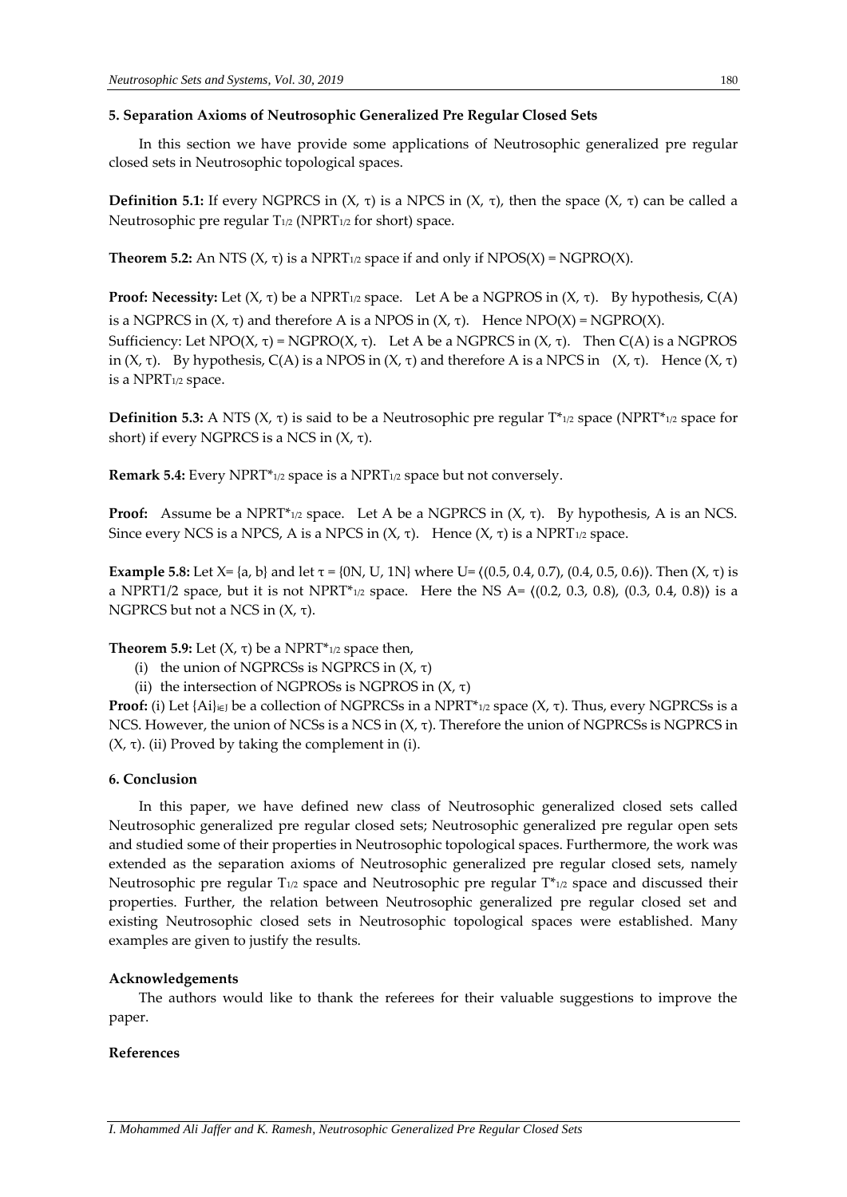### 5. Separation Axioms of Neutrosophic Generalized Pre Regular Closed Sets

In this section we have provide some applications of Neutrosophic generalized pre regular closed sets in Neutrosophic topological spaces.

**Definition 5.1:** If every NGPRCS in (X, τ) is a NPCS in (X, τ), then the space (X, τ) can be called a Neutrosophic pre regular $T_{1/2}$ ($NPRT_{1/2}$ for short) space.

**Theorem 5.2:** An NTS (X, τ) is a $NPRT_{1/2}$ space if and only if NPOS(X) = NGPRO(X).

**Proof: Necessity:** Let (X, τ) be a $NPRT_{1/2}$ space. Let A be a NGPROS in (X, τ). By hypothesis, C(A) is a NGPRCS in (X, τ) and therefore A is a NPOS in (X, τ). Hence NPO(X) = NGPRO(X).

Sufficiency: Let NPO(X, τ) = NGPRO(X, τ). Let A be a NGPRCS in (X, τ). Then C(A) is a NGPROS in (X, τ). By hypothesis, C(A) is a NPOS in (X, τ) and therefore A is a NPCS in (X, τ). Hence (X, τ) is a $NPRT_{1/2}$ space.

**Definition 5.3:** A NTS (X, τ) is said to be a Neutrosophic pre regular $T^*_{1/2}$ space ($NPRT^*_{1/2}$ space for short) if every NGPRCS is a NCS in (X, τ).

**Remark 5.4:** Every $NPRT^*_{1/2}$ space is a $NPRT_{1/2}$ space but not conversely.

**Proof:** Assume be a $NPRT^*_{1/2}$ space. Let A be a NGPRCS in (X, τ). By hypothesis, A is an NCS. Since every NCS is a NPCS, A is a NPCS in (X, τ). Hence (X, τ) is a $NPRT_{1/2}$ space.

**Example 5.8:** Let X= {a, b} and let τ = {0N, U, 1N} where U= ⟨(0.5, 0.4, 0.7), (0.4, 0.5, 0.6)⟩. Then (X, τ) is a NPRT1/2 space, but it is not $NPRT^*_{1/2}$ space. Here the NS A= ⟨(0.2, 0.3, 0.8), (0.3, 0.4, 0.8)⟩ is a NGPRCS but not a NCS in (X, τ).

**Theorem 5.9:** Let (X, τ) be a $NPRT^*_{1/2}$ space then,

(i) the union of NGPRCSs is NGPRCS in (X, τ)

(ii) the intersection of NGPROSs is NGPROS in (X, τ)

**Proof:** (i) Let $\{Ai\}_{i\in J}$ be a collection of NGPRCSs in a $NPRT^*_{1/2}$ space (X, τ). Thus, every NGPRCSs is a NCS. However, the union of NCSs is a NCS in (X, τ). Therefore the union of NGPRCSs is NGPRCS in (X, τ). (ii) Proved by taking the complement in (i).

### 6. Conclusion

In this paper, we have defined new class of Neutrosophic generalized closed sets called Neutrosophic generalized pre regular closed sets; Neutrosophic generalized pre regular open sets and studied some of their properties in Neutrosophic topological spaces. Furthermore, the work was extended as the separation axioms of Neutrosophic generalized pre regular closed sets, namely Neutrosophic pre regular $T_{1/2}$ space and Neutrosophic pre regular $T^*_{1/2}$ space and discussed their properties. Further, the relation between Neutrosophic generalized pre regular closed set and existing Neutrosophic closed sets in Neutrosophic topological spaces were established. Many examples are given to justify the results.

### Acknowledgements

The authors would like to thank the referees for their valuable suggestions to improve the paper.

### References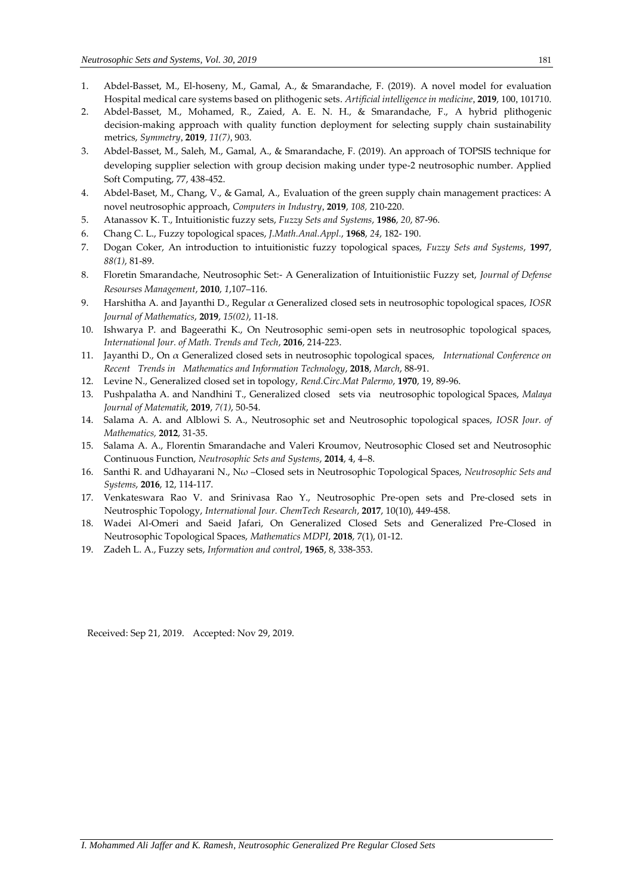1. Abdel-Basset, M., El-hoseny, M., Gamal, A., & Smarandache, F. (2019). A novel model for evaluation Hospital medical care systems based on plithogenic sets. *Artificial intelligence in medicine*, **2019**, 100, 101710.
2. Abdel-Basset, M., Mohamed, R., Zaied, A. E. N. H., & Smarandache, F., A hybrid plithogenic decision-making approach with quality function deployment for selecting supply chain sustainability metrics, *Symmetry*, **2019**, *11(7)*, 903.
3. Abdel-Basset, M., Saleh, M., Gamal, A., & Smarandache, F. (2019). An approach of TOPSIS technique for developing supplier selection with group decision making under type-2 neutrosophic number. Applied Soft Computing, 77, 438-452.
4. Abdel-Baset, M., Chang, V., & Gamal, A., Evaluation of the green supply chain management practices: A novel neutrosophic approach, *Computers in Industry*, **2019**, *108,* 210-220.
5. Atanassov K. T., Intuitionistic fuzzy sets, *Fuzzy Sets and Systems*, **1986**, *20*, 87-96.
6. Chang C. L., Fuzzy topological spaces, *J.Math.Anal.Appl.*, **1968**, *24*, 182- 190.
7. Dogan Coker, An introduction to intuitionistic fuzzy topological spaces, *Fuzzy Sets and Systems*, **1997**, *88(1)*, 81-89.
8. Floretin Smarandache, Neutrosophic Set:- A Generalization of Intuitionistiic Fuzzy set, *Journal of Defense Resourses Management*, **2010**, *1*,107–116.
9. Harshitha A. and Jayanthi D., Regular $\alpha$ Generalized closed sets in neutrosophic topological spaces, *IOSR Journal of Mathematics*, **2019**, *15(02)*, 11-18.
10. Ishwarya P. and Bageerathi K., On Neutrosophic semi-open sets in neutrosophic topological spaces, *International Jour. of Math. Trends and Tech*, **2016**, 214-223.
11. Jayanthi D., On $\alpha$ Generalized closed sets in neutrosophic topological spaces, *International Conference on Recent Trends in Mathematics and Information Technology*, **2018**, *March*, 88-91.
12. Levine N., Generalized closed set in topology, *Rend.Circ.Mat Palermo*, **1970**, 19, 89-96.
13. Pushpalatha A. and Nandhini T., Generalized closed sets via neutrosophic topological Spaces, *Malaya Journal of Matematik*, **2019**, *7(1)*, 50-54.
14. Salama A. A. and Alblowi S. A., Neutrosophic set and Neutrosophic topological spaces, *IOSR Jour. of Mathematics,* **2012**, 31-35.
15. Salama A. A., Florentin Smarandache and Valeri Kroumov, Neutrosophic Closed set and Neutrosophic Continuous Function, *Neutrosophic Sets and Systems*, **2014**, 4, 4–8.
16. Santhi R. and Udhayarani N., N$\omega$ –Closed sets in Neutrosophic Topological Spaces, *Neutrosophic Sets and Systems*, **2016**, 12, 114-117.
17. Venkateswara Rao V. and Srinivasa Rao Y., Neutrosophic Pre-open sets and Pre-closed sets in Neutrosphic Topology, *International Jour. ChemTech Research*, **2017**, 10(10), 449-458.
18. Wadei Al-Omeri and Saeid Jafari, On Generalized Closed Sets and Generalized Pre-Closed in Neutrosophic Topological Spaces, *Mathematics MDPI*, **2018**, 7(1), 01-12.
19. Zadeh L. A., Fuzzy sets, *Information and control*, **1965**, 8, 338-353.

Received: Sep 21, 2019. Accepted: Nov 29, 2019.